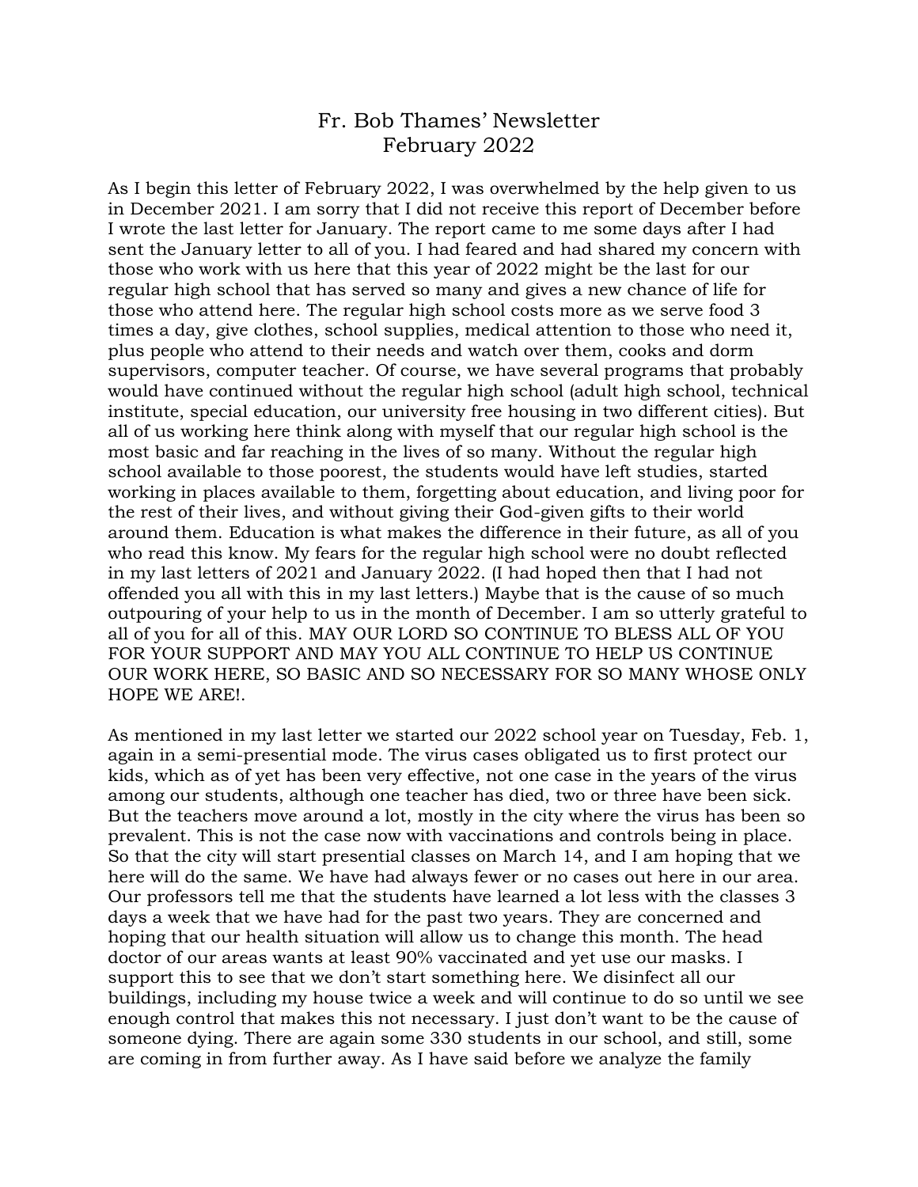# Fr. Bob Thames' Newsletter
## February 2022

As I begin this letter of February 2022, I was overwhelmed by the help given to us in December 2021. I am sorry that I did not receive this report of December before I wrote the last letter for January. The report came to me some days after I had sent the January letter to all of you. I had feared and had shared my concern with those who work with us here that this year of 2022 might be the last for our regular high school that has served so many and gives a new chance of life for those who attend here. The regular high school costs more as we serve food 3 times a day, give clothes, school supplies, medical attention to those who need it, plus people who attend to their needs and watch over them, cooks and dorm supervisors, computer teacher. Of course, we have several programs that probably would have continued without the regular high school (adult high school, technical institute, special education, our university free housing in two different cities). But all of us working here think along with myself that our regular high school is the most basic and far reaching in the lives of so many. Without the regular high school available to those poorest, the students would have left studies, started working in places available to them, forgetting about education, and living poor for the rest of their lives, and without giving their God-given gifts to their world around them. Education is what makes the difference in their future, as all of you who read this know. My fears for the regular high school were no doubt reflected in my last letters of 2021 and January 2022. (I had hoped then that I had not offended you all with this in my last letters.) Maybe that is the cause of so much outpouring of your help to us in the month of December. I am so utterly grateful to all of you for all of this. MAY OUR LORD SO CONTINUE TO BLESS ALL OF YOU FOR YOUR SUPPORT AND MAY YOU ALL CONTINUE TO HELP US CONTINUE OUR WORK HERE, SO BASIC AND SO NECESSARY FOR SO MANY WHOSE ONLY HOPE WE ARE!.

As mentioned in my last letter we started our 2022 school year on Tuesday, Feb. 1, again in a semi-presential mode. The virus cases obligated us to first protect our kids, which as of yet has been very effective, not one case in the years of the virus among our students, although one teacher has died, two or three have been sick. But the teachers move around a lot, mostly in the city where the virus has been so prevalent. This is not the case now with vaccinations and controls being in place. So that the city will start presential classes on March 14, and I am hoping that we here will do the same. We have had always fewer or no cases out here in our area. Our professors tell me that the students have learned a lot less with the classes 3 days a week that we have had for the past two years. They are concerned and hoping that our health situation will allow us to change this month. The head doctor of our areas wants at least 90% vaccinated and yet use our masks. I support this to see that we don't start something here. We disinfect all our buildings, including my house twice a week and will continue to do so until we see enough control that makes this not necessary. I just don't want to be the cause of someone dying. There are again some 330 students in our school, and still, some are coming in from further away. As I have said before we analyze the family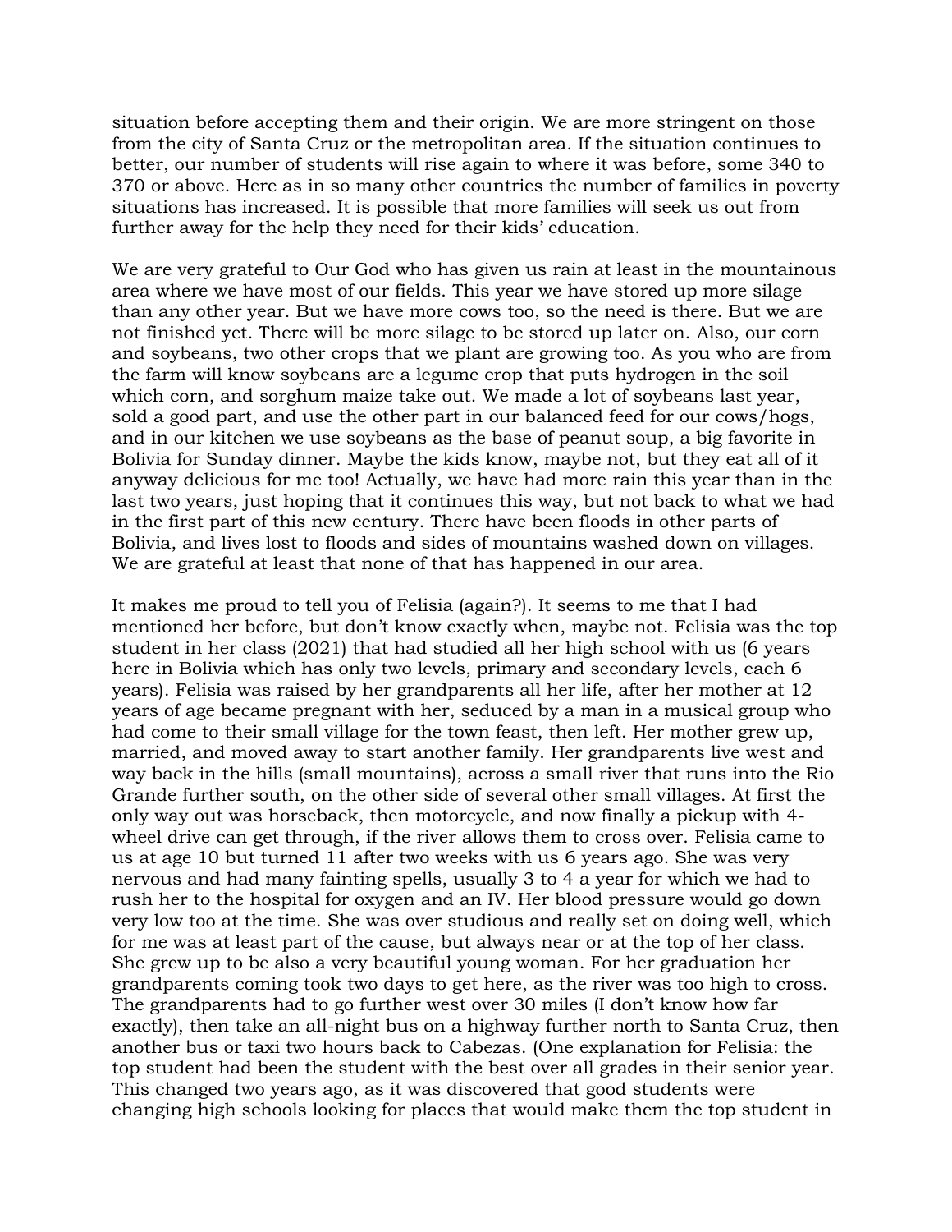situation before accepting them and their origin. We are more stringent on those from the city of Santa Cruz or the metropolitan area. If the situation continues to better, our number of students will rise again to where it was before, some 340 to 370 or above. Here as in so many other countries the number of families in poverty situations has increased. It is possible that more families will seek us out from further away for the help they need for their kids' education.

We are very grateful to Our God who has given us rain at least in the mountainous area where we have most of our fields. This year we have stored up more silage than any other year. But we have more cows too, so the need is there. But we are not finished yet. There will be more silage to be stored up later on. Also, our corn and soybeans, two other crops that we plant are growing too. As you who are from the farm will know soybeans are a legume crop that puts hydrogen in the soil which corn, and sorghum maize take out. We made a lot of soybeans last year, sold a good part, and use the other part in our balanced feed for our cows/hogs, and in our kitchen we use soybeans as the base of peanut soup, a big favorite in Bolivia for Sunday dinner. Maybe the kids know, maybe not, but they eat all of it anyway delicious for me too! Actually, we have had more rain this year than in the last two years, just hoping that it continues this way, but not back to what we had in the first part of this new century. There have been floods in other parts of Bolivia, and lives lost to floods and sides of mountains washed down on villages. We are grateful at least that none of that has happened in our area.

It makes me proud to tell you of Felisia (again?). It seems to me that I had mentioned her before, but don't know exactly when, maybe not. Felisia was the top student in her class (2021) that had studied all her high school with us (6 years here in Bolivia which has only two levels, primary and secondary levels, each 6 years). Felisia was raised by her grandparents all her life, after her mother at 12 years of age became pregnant with her, seduced by a man in a musical group who had come to their small village for the town feast, then left. Her mother grew up, married, and moved away to start another family. Her grandparents live west and way back in the hills (small mountains), across a small river that runs into the Rio Grande further south, on the other side of several other small villages. At first the only way out was horseback, then motorcycle, and now finally a pickup with 4-wheel drive can get through, if the river allows them to cross over. Felisia came to us at age 10 but turned 11 after two weeks with us 6 years ago. She was very nervous and had many fainting spells, usually 3 to 4 a year for which we had to rush her to the hospital for oxygen and an IV. Her blood pressure would go down very low too at the time. She was over studious and really set on doing well, which for me was at least part of the cause, but always near or at the top of her class. She grew up to be also a very beautiful young woman. For her graduation her grandparents coming took two days to get here, as the river was too high to cross. The grandparents had to go further west over 30 miles (I don't know how far exactly), then take an all-night bus on a highway further north to Santa Cruz, then another bus or taxi two hours back to Cabezas. (One explanation for Felisia: the top student had been the student with the best over all grades in their senior year. This changed two years ago, as it was discovered that good students were changing high schools looking for places that would make them the top student in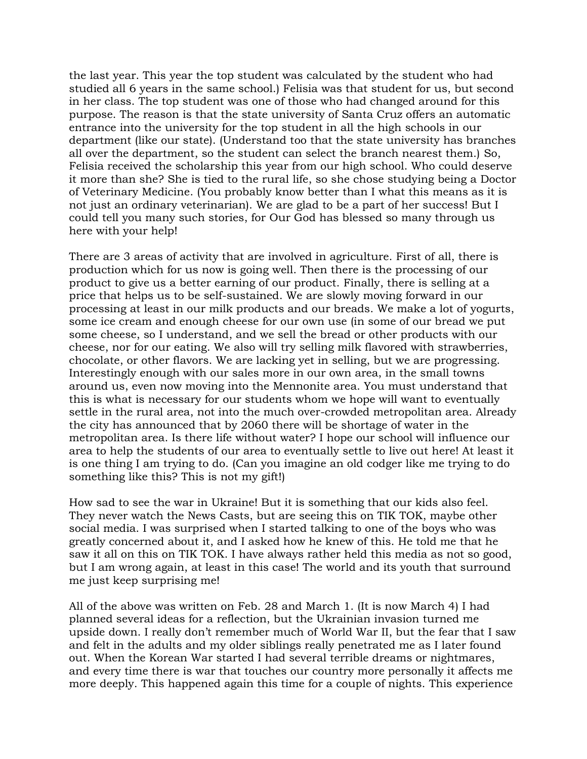the last year. This year the top student was calculated by the student who had studied all 6 years in the same school.) Felisia was that student for us, but second in her class. The top student was one of those who had changed around for this purpose. The reason is that the state university of Santa Cruz offers an automatic entrance into the university for the top student in all the high schools in our department (like our state). (Understand too that the state university has branches all over the department, so the student can select the branch nearest them.) So, Felisia received the scholarship this year from our high school. Who could deserve it more than she? She is tied to the rural life, so she chose studying being a Doctor of Veterinary Medicine. (You probably know better than I what this means as it is not just an ordinary veterinarian). We are glad to be a part of her success! But I could tell you many such stories, for Our God has blessed so many through us here with your help!

There are 3 areas of activity that are involved in agriculture. First of all, there is production which for us now is going well. Then there is the processing of our product to give us a better earning of our product. Finally, there is selling at a price that helps us to be self-sustained. We are slowly moving forward in our processing at least in our milk products and our breads. We make a lot of yogurts, some ice cream and enough cheese for our own use (in some of our bread we put some cheese, so I understand, and we sell the bread or other products with our cheese, nor for our eating. We also will try selling milk flavored with strawberries, chocolate, or other flavors. We are lacking yet in selling, but we are progressing. Interestingly enough with our sales more in our own area, in the small towns around us, even now moving into the Mennonite area. You must understand that this is what is necessary for our students whom we hope will want to eventually settle in the rural area, not into the much over-crowded metropolitan area. Already the city has announced that by 2060 there will be shortage of water in the metropolitan area. Is there life without water? I hope our school will influence our area to help the students of our area to eventually settle to live out here! At least it is one thing I am trying to do. (Can you imagine an old codger like me trying to do something like this? This is not my gift!)

How sad to see the war in Ukraine! But it is something that our kids also feel. They never watch the News Casts, but are seeing this on TIK TOK, maybe other social media. I was surprised when I started talking to one of the boys who was greatly concerned about it, and I asked how he knew of this. He told me that he saw it all on this on TIK TOK. I have always rather held this media as not so good, but I am wrong again, at least in this case! The world and its youth that surround me just keep surprising me!

All of the above was written on Feb. 28 and March 1. (It is now March 4) I had planned several ideas for a reflection, but the Ukrainian invasion turned me upside down. I really don't remember much of World War II, but the fear that I saw and felt in the adults and my older siblings really penetrated me as I later found out. When the Korean War started I had several terrible dreams or nightmares, and every time there is war that touches our country more personally it affects me more deeply. This happened again this time for a couple of nights. This experience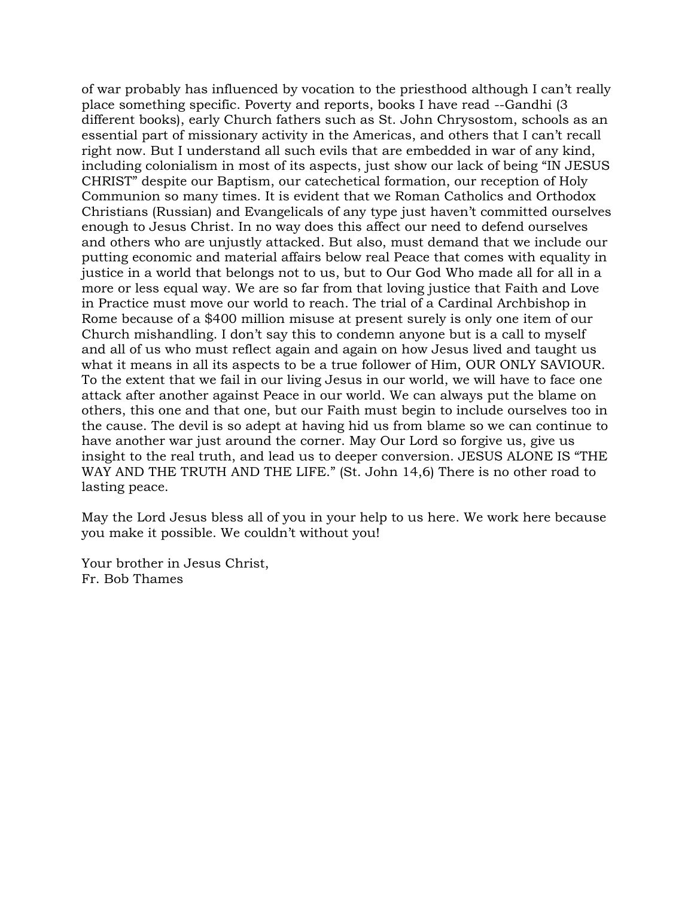of war probably has influenced by vocation to the priesthood although I can't really place something specific. Poverty and reports, books I have read --Gandhi (3 different books), early Church fathers such as St. John Chrysostom, schools as an essential part of missionary activity in the Americas, and others that I can't recall right now. But I understand all such evils that are embedded in war of any kind, including colonialism in most of its aspects, just show our lack of being "IN JESUS CHRIST" despite our Baptism, our catechetical formation, our reception of Holy Communion so many times. It is evident that we Roman Catholics and Orthodox Christians (Russian) and Evangelicals of any type just haven't committed ourselves enough to Jesus Christ. In no way does this affect our need to defend ourselves and others who are unjustly attacked. But also, must demand that we include our putting economic and material affairs below real Peace that comes with equality in justice in a world that belongs not to us, but to Our God Who made all for all in a more or less equal way. We are so far from that loving justice that Faith and Love in Practice must move our world to reach. The trial of a Cardinal Archbishop in Rome because of a $400 million misuse at present surely is only one item of our Church mishandling. I don't say this to condemn anyone but is a call to myself and all of us who must reflect again and again on how Jesus lived and taught us what it means in all its aspects to be a true follower of Him, OUR ONLY SAVIOUR. To the extent that we fail in our living Jesus in our world, we will have to face one attack after another against Peace in our world. We can always put the blame on others, this one and that one, but our Faith must begin to include ourselves too in the cause. The devil is so adept at having hid us from blame so we can continue to have another war just around the corner. May Our Lord so forgive us, give us insight to the real truth, and lead us to deeper conversion. JESUS ALONE IS "THE WAY AND THE TRUTH AND THE LIFE." (St. John 14,6) There is no other road to lasting peace.

May the Lord Jesus bless all of you in your help to us here. We work here because you make it possible. We couldn't without you!

Your brother in Jesus Christ,
Fr. Bob Thames